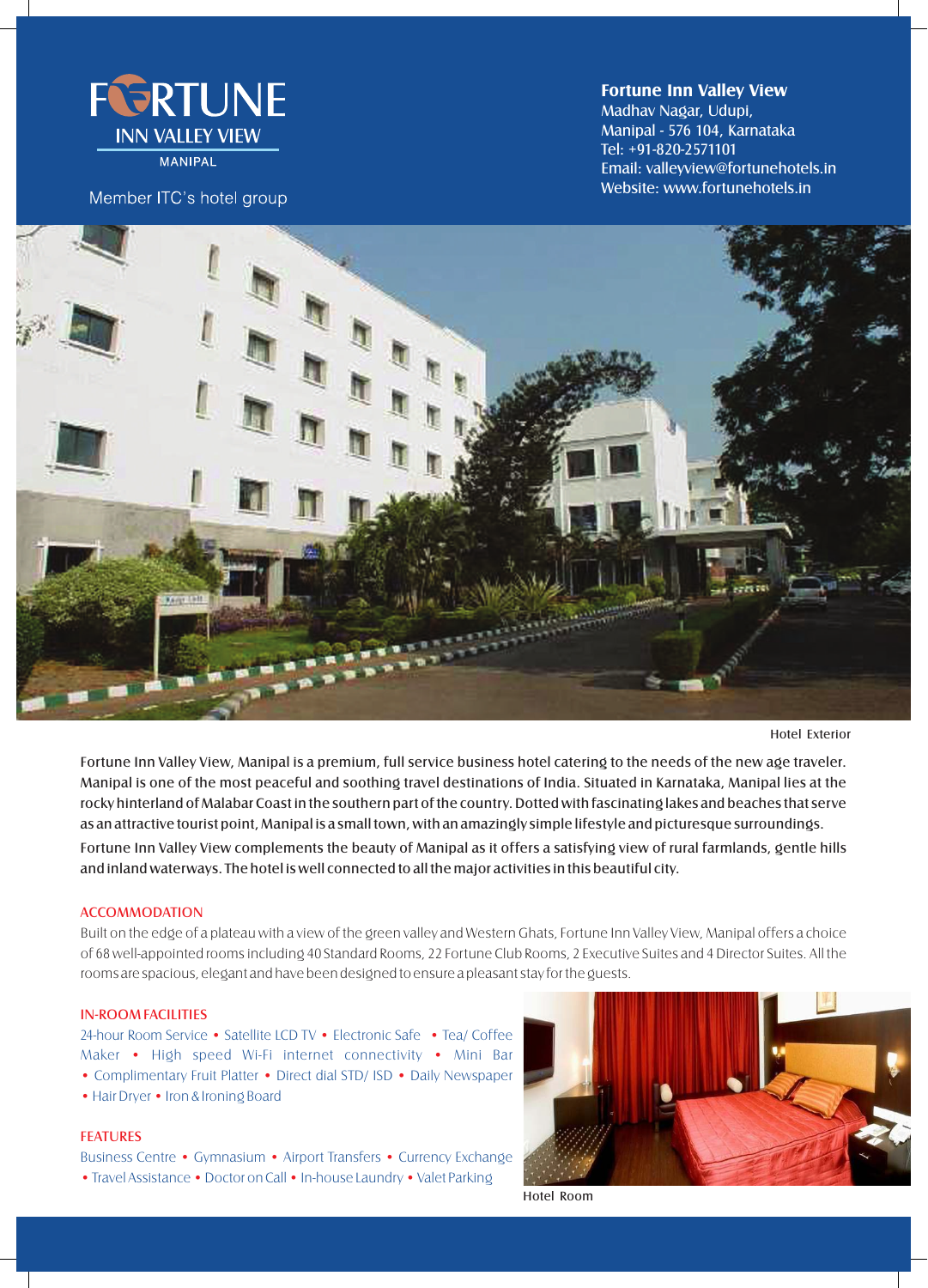# FORTUNE INN VALLEY VIEW

MANIPAL

Member ITC's hotel group

**Fortune Inn Valley View**
Madhav Nagar, Udupi,
Manipal - 576 104, Karnataka
Tel: +91-820-2571101
Email: valleyview@fortunehotels.in
Website: www.fortunehotels.in

Hotel Exterior

Fortune Inn Valley View, Manipal is a premium, full service business hotel catering to the needs of the new age traveler. Manipal is one of the most peaceful and soothing travel destinations of India. Situated in Karnataka, Manipal lies at the rocky hinterland of Malabar Coast in the southern part of the country. Dotted with fascinating lakes and beaches that serve as an attractive tourist point, Manipal is a small town, with an amazingly simple lifestyle and picturesque surroundings.

Fortune Inn Valley View complements the beauty of Manipal as it offers a satisfying view of rural farmlands, gentle hills and inland waterways. The hotel is well connected to all the major activities in this beautiful city.

## ACCOMMODATION

Built on the edge of a plateau with a view of the green valley and Western Ghats, Fortune Inn Valley View, Manipal offers a choice of 68 well-appointed rooms including 40 Standard Rooms, 22 Fortune Club Rooms, 2 Executive Suites and 4 Director Suites. All the rooms are spacious, elegant and have been designed to ensure a pleasant stay for the guests.

## IN-ROOM FACILITIES

24-hour Room Service • Satellite LCD TV • Electronic Safe • Tea/ Coffee Maker • High speed Wi-Fi internet connectivity • Mini Bar • Complimentary Fruit Platter • Direct dial STD/ ISD • Daily Newspaper • Hair Dryer • Iron & Ironing Board

## FEATURES

Business Centre • Gymnasium • Airport Transfers • Currency Exchange • Travel Assistance • Doctor on Call • In-house Laundry • Valet Parking

Hotel Room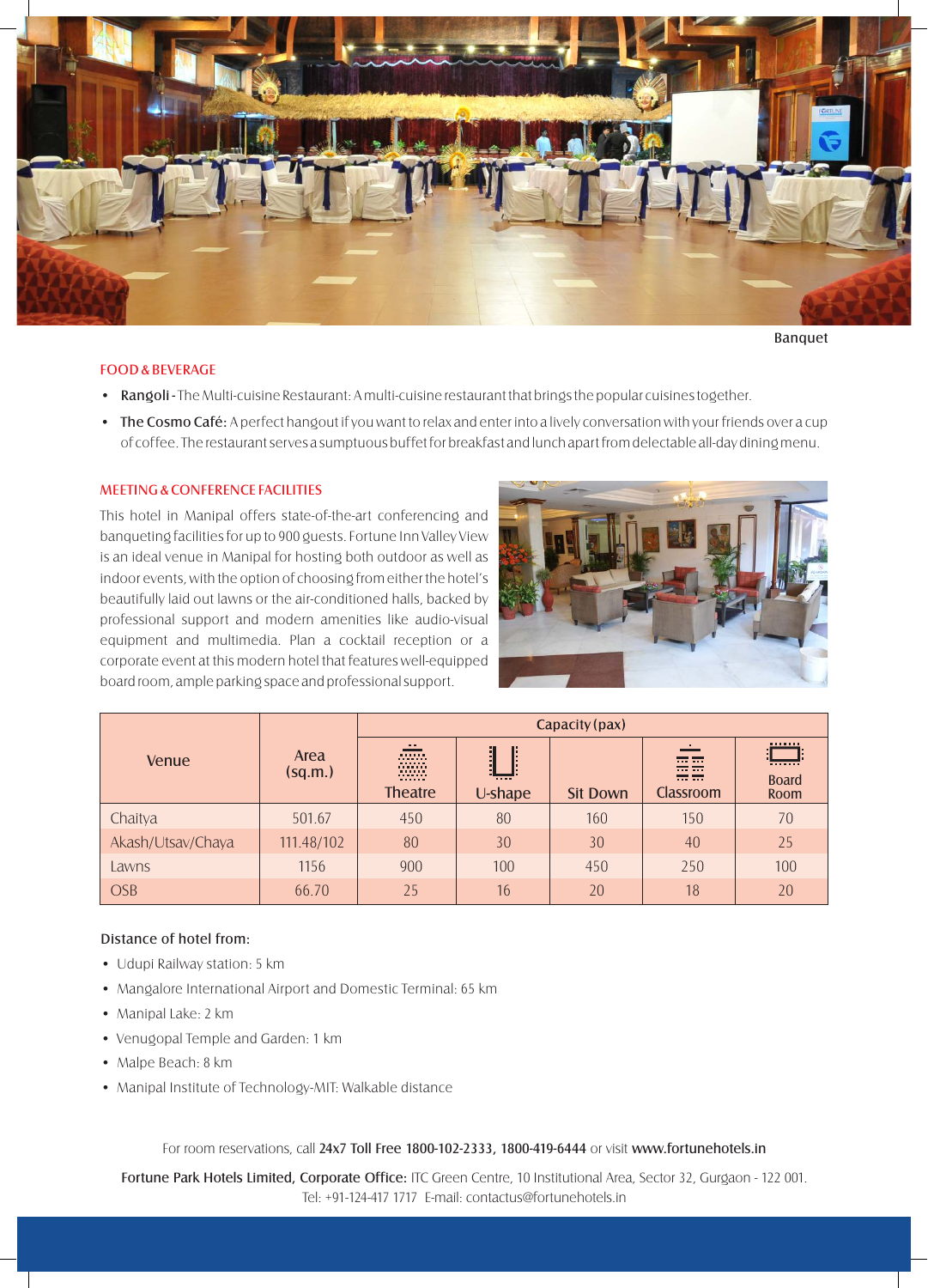Banquet

## FOOD & BEVERAGE

- **Rangoli** - The Multi-cuisine Restaurant: A multi-cuisine restaurant that brings the popular cuisines together.
- **The Cosmo Café:** A perfect hangout if you want to relax and enter into a lively conversation with your friends over a cup of coffee. The restaurant serves a sumptuous buffet for breakfast and lunch apart from delectable all-day dining menu.

## MEETING & CONFERENCE FACILITIES

This hotel in Manipal offers state-of-the-art conferencing and banqueting facilities for up to 900 guests. Fortune Inn Valley View is an ideal venue in Manipal for hosting both outdoor as well as indoor events, with the option of choosing from either the hotel's beautifully laid out lawns or the air-conditioned halls, backed by professional support and modern amenities like audio-visual equipment and multimedia. Plan a cocktail reception or a corporate event at this modern hotel that features well-equipped board room, ample parking space and professional support.

| Venue | Area (sq.m.) | Capacity (pax) | | | | |
|---|---|---|---|---|---|---|
| | | Theatre | U-shape | Sit Down | Classroom | Board Room |
| Chaitya | 501.67 | 450 | 80 | 160 | 150 | 70 |
| Akash/Utsav/Chaya | 111.48/102 | 80 | 30 | 30 | 40 | 25 |
| Lawns | 1156 | 900 | 100 | 450 | 250 | 100 |
| OSB | 66.70 | 25 | 16 | 20 | 18 | 20 |

**Distance of hotel from:**

- Udupi Railway station: 5 km
- Mangalore International Airport and Domestic Terminal: 65 km
- Manipal Lake: 2 km
- Venugopal Temple and Garden: 1 km
- Malpe Beach: 8 km
- Manipal Institute of Technology-MIT: Walkable distance

For room reservations, call **24x7 Toll Free 1800-102-2333, 1800-419-6444** or visit **www.fortunehotels.in**

**Fortune Park Hotels Limited, Corporate Office:** ITC Green Centre, 10 Institutional Area, Sector 32, Gurgaon - 122 001.
Tel: +91-124-417 1717 E-mail: contactus@fortunehotels.in